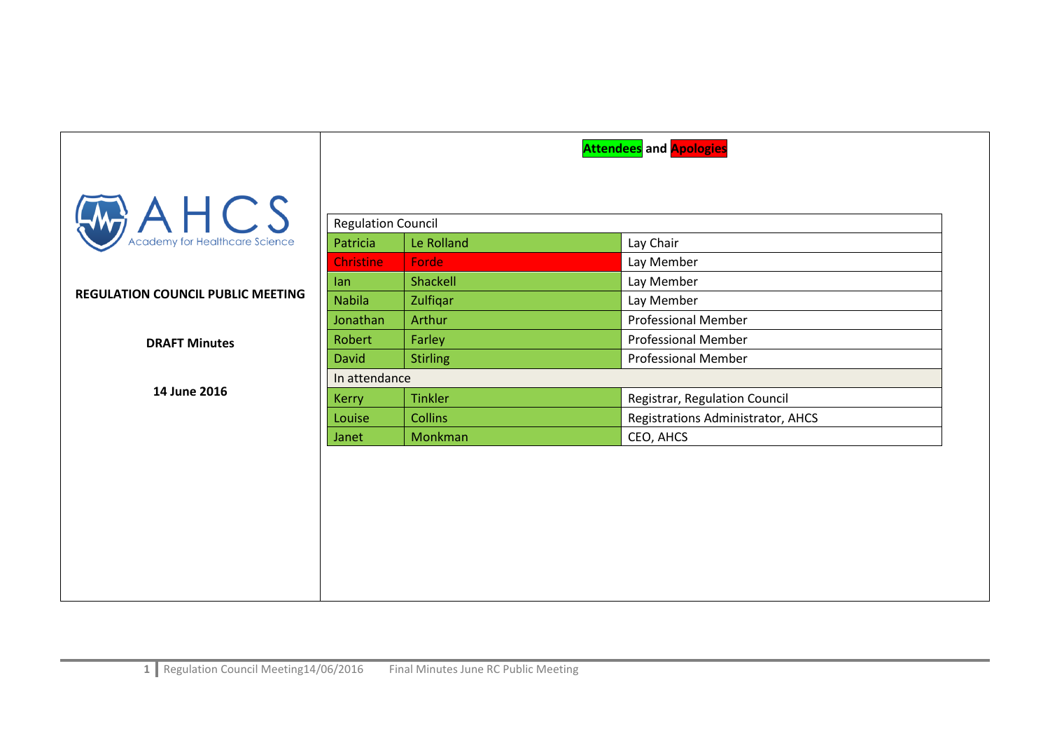AHCS Academy for Healthcare Science

**REGULATION COUNCIL PUBLIC MEETING**

**DRAFT Minutes**

**14 June 2016**

**Attendees and Apologies**

| Regulation Council | | |
|---|---|---|
| Patricia | Le Rolland | Lay Chair |
| Christine | Forde | Lay Member |
| Ian | Shackell | Lay Member |
| Nabila | Zulfiqar | Lay Member |
| Jonathan | Arthur | Professional Member |
| Robert | Farley | Professional Member |
| David | Stirling | Professional Member |
| In attendance | | |
| Kerry | Tinkler | Registrar, Regulation Council |
| Louise | Collins | Registrations Administrator, AHCS |
| Janet | Monkman | CEO, AHCS |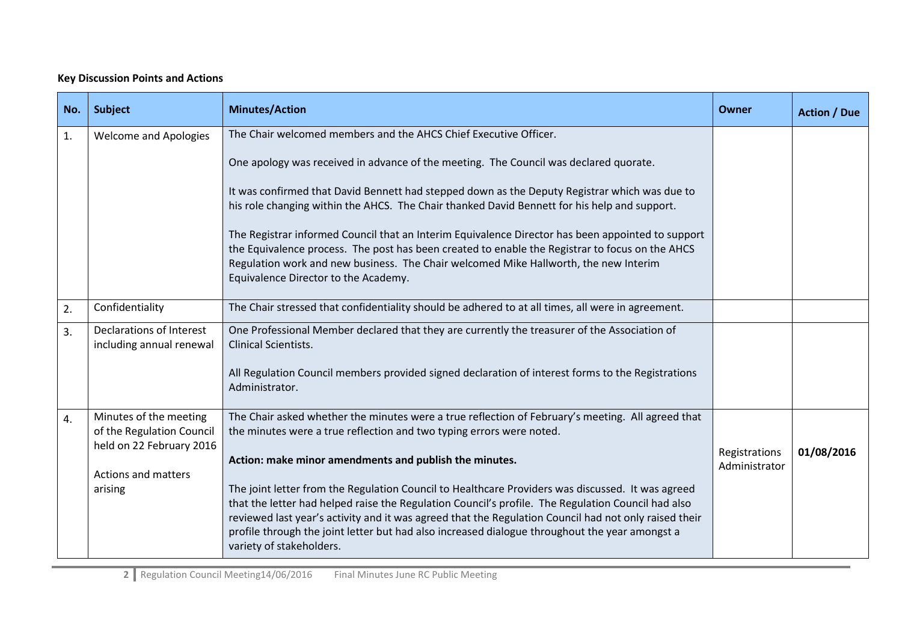**Key Discussion Points and Actions**

| No. | Subject | Minutes/Action | Owner | Action / Due |
|---|---|---|---|---|
| 1. | Welcome and Apologies | The Chair welcomed members and the AHCS Chief Executive Officer.<br><br>One apology was received in advance of the meeting. The Council was declared quorate.<br><br>It was confirmed that David Bennett had stepped down as the Deputy Registrar which was due to his role changing within the AHCS. The Chair thanked David Bennett for his help and support.<br><br>The Registrar informed Council that an Interim Equivalence Director has been appointed to support the Equivalence process. The post has been created to enable the Registrar to focus on the AHCS Regulation work and new business. The Chair welcomed Mike Hallworth, the new Interim Equivalence Director to the Academy. | | |
| 2. | Confidentiality | The Chair stressed that confidentiality should be adhered to at all times, all were in agreement. | | |
| 3. | Declarations of Interest including annual renewal | One Professional Member declared that they are currently the treasurer of the Association of Clinical Scientists.<br><br>All Regulation Council members provided signed declaration of interest forms to the Registrations Administrator. | | |
| 4. | Minutes of the meeting of the Regulation Council held on 22 February 2016<br><br>Actions and matters arising | The Chair asked whether the minutes were a true reflection of February's meeting. All agreed that the minutes were a true reflection and two typing errors were noted.<br><br>**Action: make minor amendments and publish the minutes.**<br><br>The joint letter from the Regulation Council to Healthcare Providers was discussed. It was agreed that the letter had helped raise the Regulation Council's profile. The Regulation Council had also reviewed last year's activity and it was agreed that the Regulation Council had not only raised their profile through the joint letter but had also increased dialogue throughout the year amongst a variety of stakeholders. | Registrations Administrator | **01/08/2016** |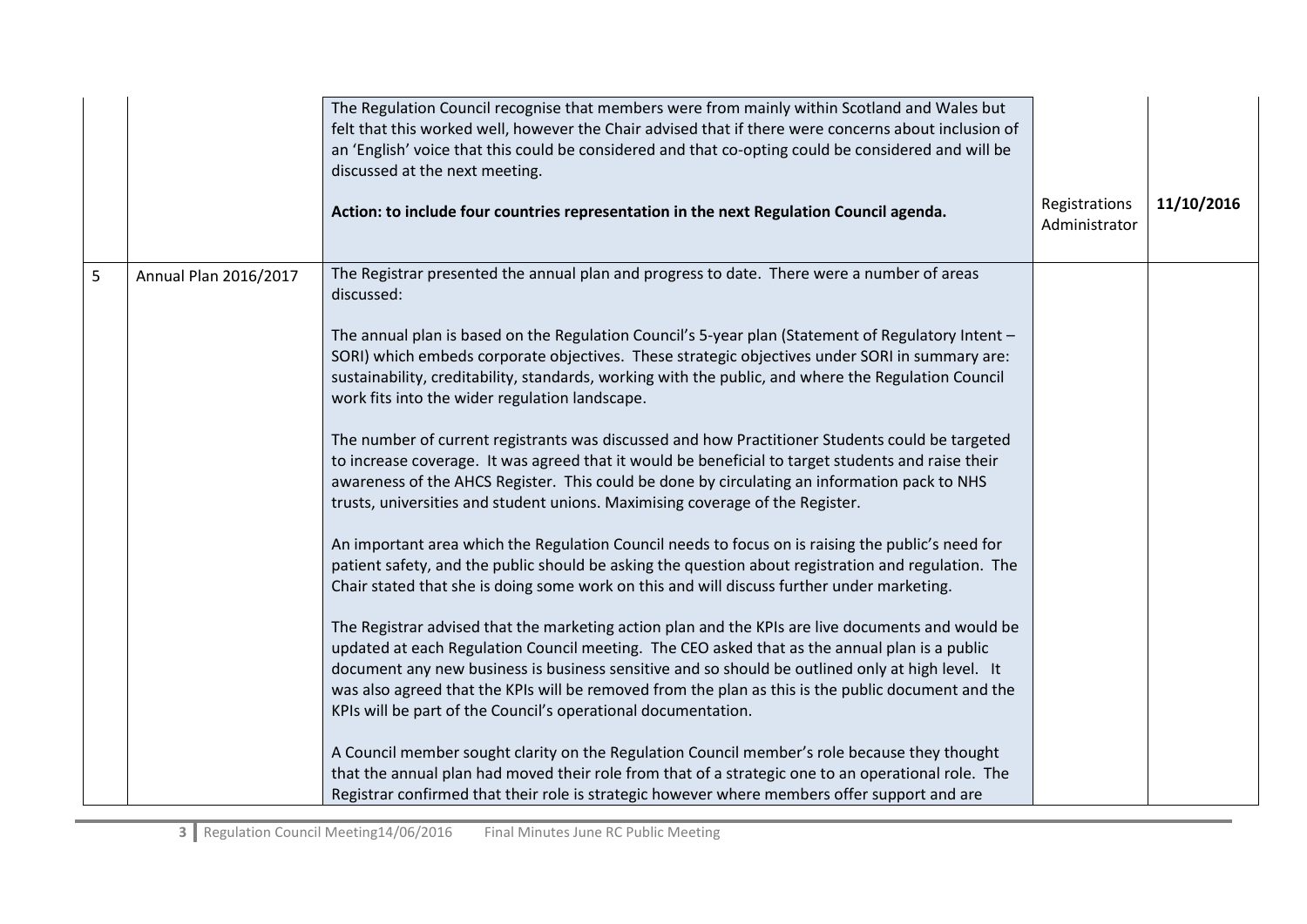| | | | | |
|---|---|---|---|---|
| | | The Regulation Council recognise that members were from mainly within Scotland and Wales but felt that this worked well, however the Chair advised that if there were concerns about inclusion of an 'English' voice that this could be considered and that co-opting could be considered and will be discussed at the next meeting.<br><br>**Action: to include four countries representation in the next Regulation Council agenda.** | Registrations Administrator | **11/10/2016** |
| 5 | Annual Plan 2016/2017 | The Registrar presented the annual plan and progress to date. There were a number of areas discussed:<br><br>The annual plan is based on the Regulation Council's 5-year plan (Statement of Regulatory Intent – SORI) which embeds corporate objectives. These strategic objectives under SORI in summary are: sustainability, creditability, standards, working with the public, and where the Regulation Council work fits into the wider regulation landscape.<br><br>The number of current registrants was discussed and how Practitioner Students could be targeted to increase coverage. It was agreed that it would be beneficial to target students and raise their awareness of the AHCS Register. This could be done by circulating an information pack to NHS trusts, universities and student unions. Maximising coverage of the Register.<br><br>An important area which the Regulation Council needs to focus on is raising the public's need for patient safety, and the public should be asking the question about registration and regulation. The Chair stated that she is doing some work on this and will discuss further under marketing.<br><br>The Registrar advised that the marketing action plan and the KPIs are live documents and would be updated at each Regulation Council meeting. The CEO asked that as the annual plan is a public document any new business is business sensitive and so should be outlined only at high level. It was also agreed that the KPIs will be removed from the plan as this is the public document and the KPIs will be part of the Council's operational documentation.<br><br>A Council member sought clarity on the Regulation Council member's role because they thought that the annual plan had moved their role from that of a strategic one to an operational role. The Registrar confirmed that their role is strategic however where members offer support and are | | |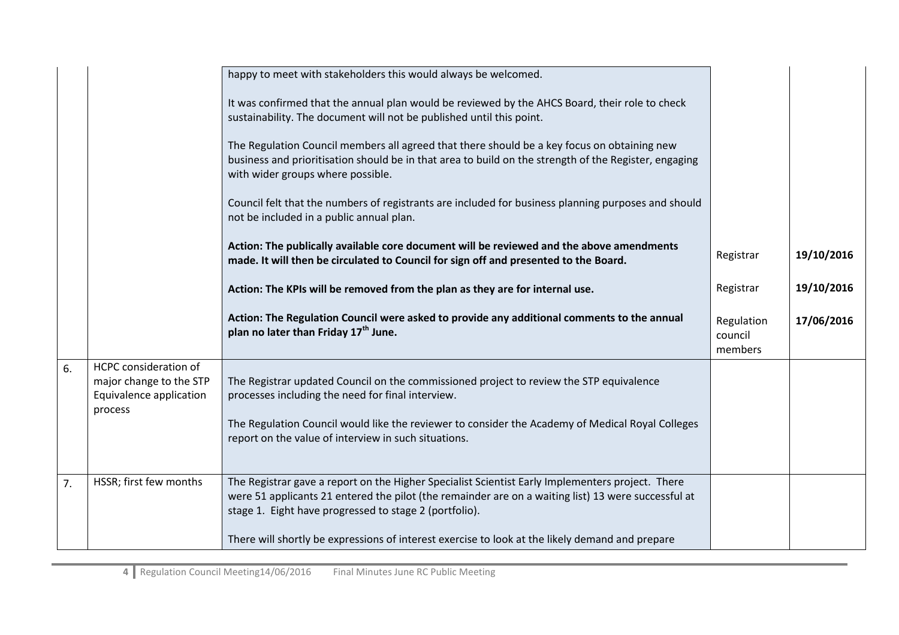| | | | | |
|---|---|---|---|---|
| | | happy to meet with stakeholders this would always be welcomed.<br><br>It was confirmed that the annual plan would be reviewed by the AHCS Board, their role to check sustainability. The document will not be published until this point.<br><br>The Regulation Council members all agreed that there should be a key focus on obtaining new business and prioritisation should be in that area to build on the strength of the Register, engaging with wider groups where possible.<br><br>Council felt that the numbers of registrants are included for business planning purposes and should not be included in a public annual plan.<br><br>**Action: The publically available core document will be reviewed and the above amendments made. It will then be circulated to Council for sign off and presented to the Board.**<br><br>**Action: The KPIs will be removed from the plan as they are for internal use.**<br><br>**Action: The Regulation Council were asked to provide any additional comments to the annual plan no later than Friday 17th June.** | Registrar<br><br>Registrar<br><br>Regulation council members | **19/10/2016**<br><br>**19/10/2016**<br><br>**17/06/2016** |
| 6. | HCPC consideration of major change to the STP Equivalence application process | The Registrar updated Council on the commissioned project to review the STP equivalence processes including the need for final interview.<br><br>The Regulation Council would like the reviewer to consider the Academy of Medical Royal Colleges report on the value of interview in such situations. | | |
| 7. | HSSR; first few months | The Registrar gave a report on the Higher Specialist Scientist Early Implementers project. There were 51 applicants 21 entered the pilot (the remainder are on a waiting list) 13 were successful at stage 1. Eight have progressed to stage 2 (portfolio).<br><br>There will shortly be expressions of interest exercise to look at the likely demand and prepare | | |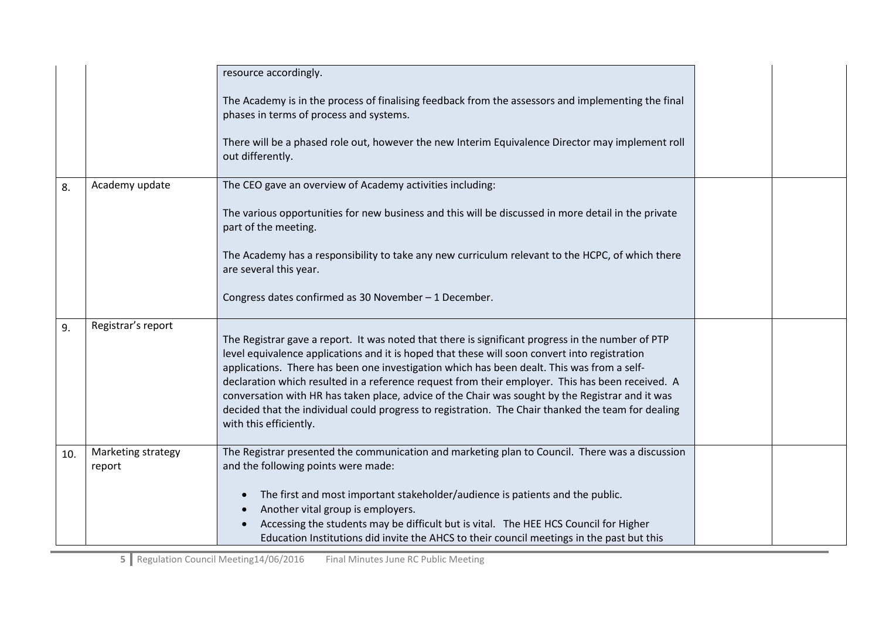| | | | | |
|---|---|---|---|---|
| | | resource accordingly.<br><br>The Academy is in the process of finalising feedback from the assessors and implementing the final phases in terms of process and systems.<br><br>There will be a phased role out, however the new Interim Equivalence Director may implement roll out differently. | | |
| 8. | Academy update | The CEO gave an overview of Academy activities including:<br><br>The various opportunities for new business and this will be discussed in more detail in the private part of the meeting.<br><br>The Academy has a responsibility to take any new curriculum relevant to the HCPC, of which there are several this year.<br><br>Congress dates confirmed as 30 November – 1 December. | | |
| 9. | Registrar's report | The Registrar gave a report. It was noted that there is significant progress in the number of PTP level equivalence applications and it is hoped that these will soon convert into registration applications. There has been one investigation which has been dealt. This was from a self-declaration which resulted in a reference request from their employer. This has been received. A conversation with HR has taken place, advice of the Chair was sought by the Registrar and it was decided that the individual could progress to registration. The Chair thanked the team for dealing with this efficiently. | | |
| 10. | Marketing strategy report | The Registrar presented the communication and marketing plan to Council. There was a discussion and the following points were made:<br><br>• The first and most important stakeholder/audience is patients and the public.<br>• Another vital group is employers.<br>• Accessing the students may be difficult but is vital. The HEE HCS Council for Higher Education Institutions did invite the AHCS to their council meetings in the past but this | | |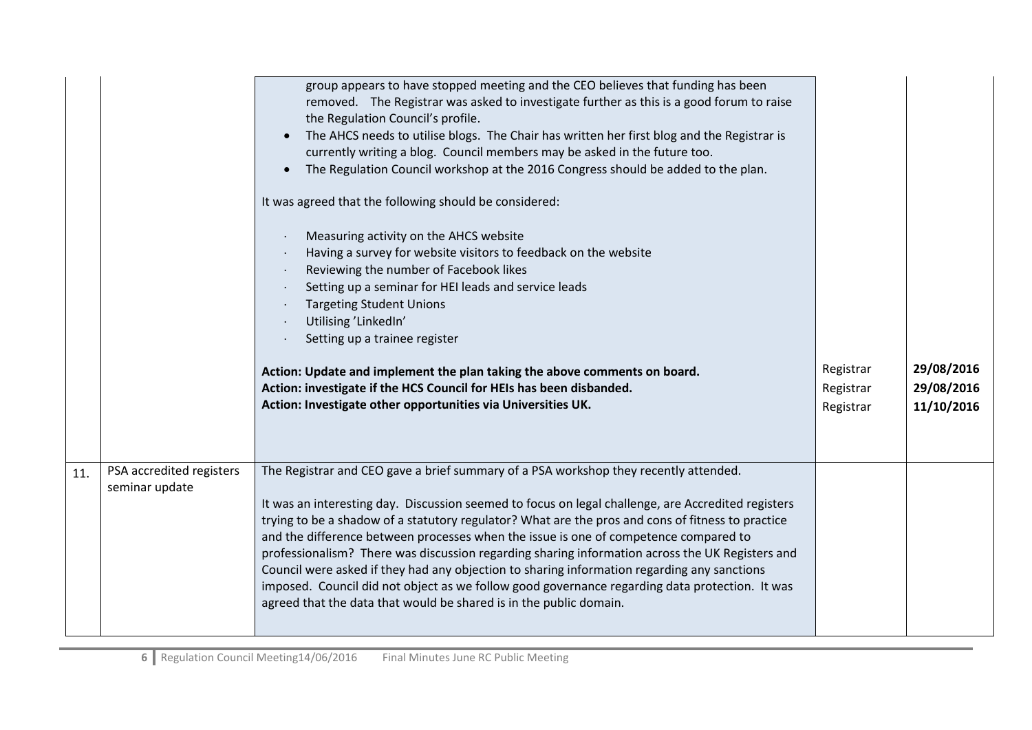| | | | | |
|---|---|---|---|---|
| | | group appears to have stopped meeting and the CEO believes that funding has been removed. The Registrar was asked to investigate further as this is a good forum to raise the Regulation Council's profile.<br>• The AHCS needs to utilise blogs. The Chair has written her first blog and the Registrar is currently writing a blog. Council members may be asked in the future too.<br>• The Regulation Council workshop at the 2016 Congress should be added to the plan.<br><br>It was agreed that the following should be considered:<br><br>· Measuring activity on the AHCS website<br>· Having a survey for website visitors to feedback on the website<br>· Reviewing the number of Facebook likes<br>· Setting up a seminar for HEI leads and service leads<br>· Targeting Student Unions<br>· Utilising 'LinkedIn'<br>· Setting up a trainee register<br><br>**Action: Update and implement the plan taking the above comments on board.**<br>**Action: investigate if the HCS Council for HEIs has been disbanded.**<br>**Action: Investigate other opportunities via Universities UK.** | Registrar<br>Registrar<br>Registrar | **29/08/2016**<br>**29/08/2016**<br>**11/10/2016** |
| 11. | PSA accredited registers seminar update | The Registrar and CEO gave a brief summary of a PSA workshop they recently attended.<br><br>It was an interesting day. Discussion seemed to focus on legal challenge, are Accredited registers trying to be a shadow of a statutory regulator? What are the pros and cons of fitness to practice and the difference between processes when the issue is one of competence compared to professionalism? There was discussion regarding sharing information across the UK Registers and Council were asked if they had any objection to sharing information regarding any sanctions imposed. Council did not object as we follow good governance regarding data protection. It was agreed that the data that would be shared is in the public domain. | | |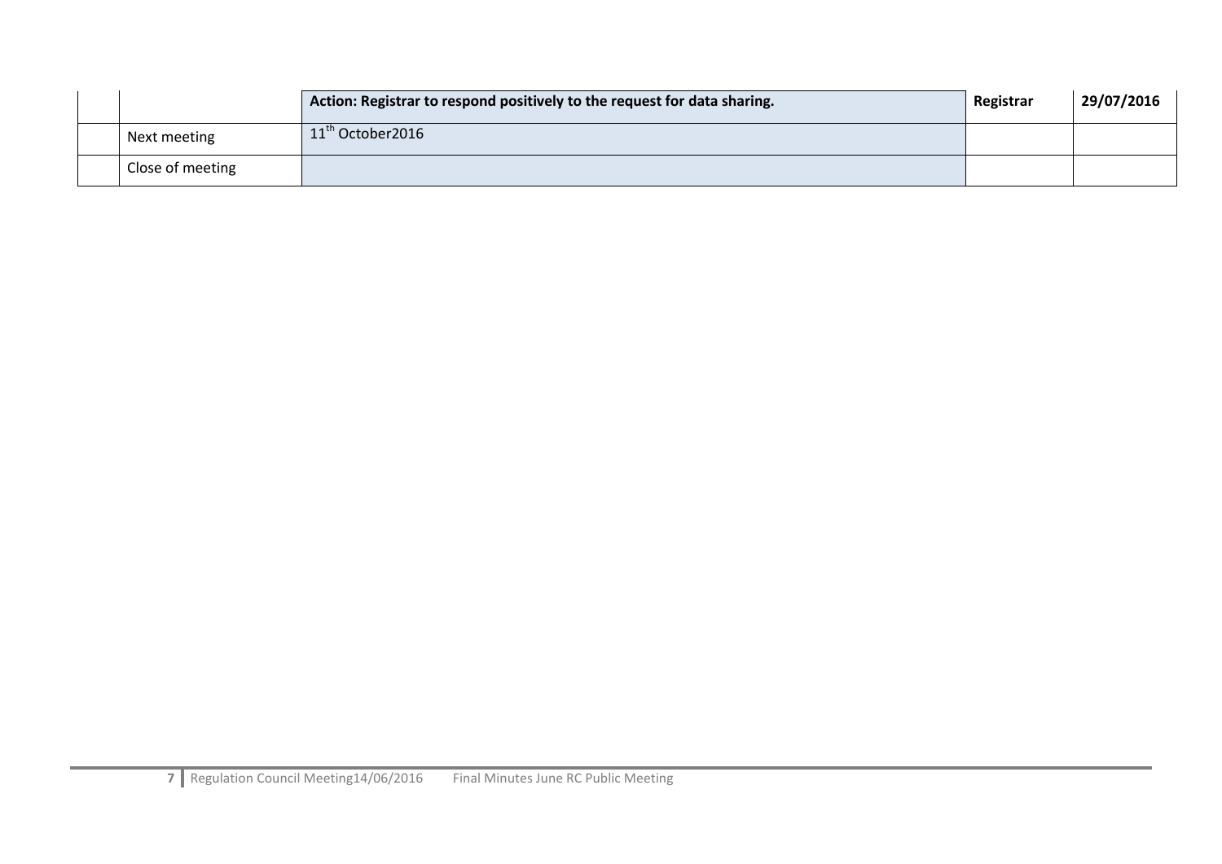| | | | | |
|---|---|---|---|---|
| | | **Action: Registrar to respond positively to the request for data sharing.** | **Registrar** | **29/07/2016** |
| | Next meeting | 11th October2016 | | |
| | Close of meeting | | | |